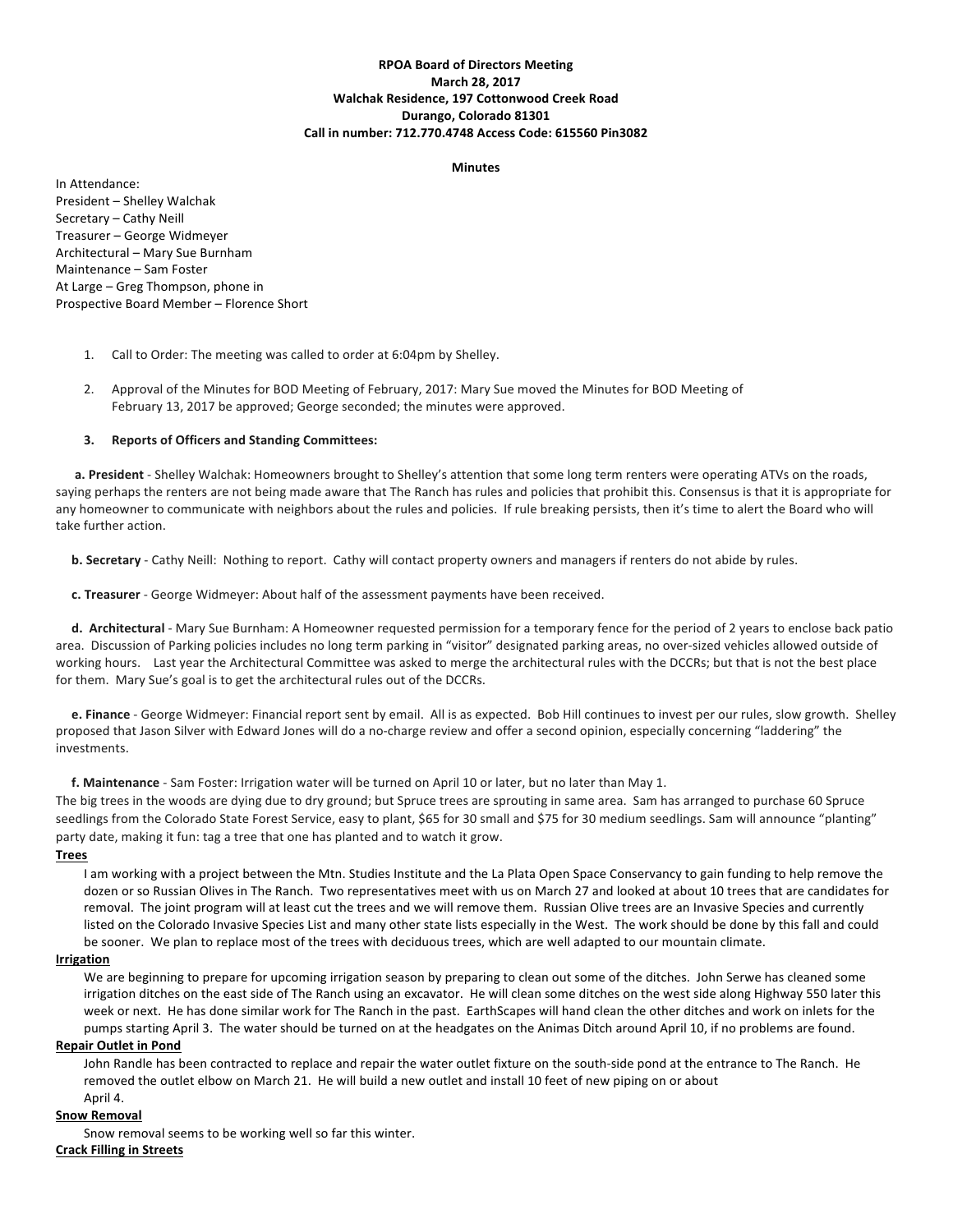**RPOA Board of Directors Meeting**
**March 28, 2017**
**Walchak Residence, 197 Cottonwood Creek Road**
**Durango, Colorado 81301**
**Call in number: 712.770.4748 Access Code: 615560 Pin3082**

**Minutes**

In Attendance:
President – Shelley Walchak
Secretary – Cathy Neill
Treasurer – George Widmeyer
Architectural – Mary Sue Burnham
Maintenance – Sam Foster
At Large – Greg Thompson, phone in
Prospective Board Member – Florence Short

1. Call to Order: The meeting was called to order at 6:04pm by Shelley.

2. Approval of the Minutes for BOD Meeting of February, 2017: Mary Sue moved the Minutes for BOD Meeting of February 13, 2017 be approved; George seconded; the minutes were approved.

3. **Reports of Officers and Standing Committees:**

**a. President** - Shelley Walchak: Homeowners brought to Shelley's attention that some long term renters were operating ATVs on the roads, saying perhaps the renters are not being made aware that The Ranch has rules and policies that prohibit this. Consensus is that it is appropriate for any homeowner to communicate with neighbors about the rules and policies. If rule breaking persists, then it's time to alert the Board who will take further action.

**b. Secretary** - Cathy Neill: Nothing to report. Cathy will contact property owners and managers if renters do not abide by rules.

**c. Treasurer** - George Widmeyer: About half of the assessment payments have been received.

**d. Architectural** - Mary Sue Burnham: A Homeowner requested permission for a temporary fence for the period of 2 years to enclose back patio area. Discussion of Parking policies includes no long term parking in "visitor" designated parking areas, no over-sized vehicles allowed outside of working hours. Last year the Architectural Committee was asked to merge the architectural rules with the DCCRs; but that is not the best place for them. Mary Sue's goal is to get the architectural rules out of the DCCRs.

**e. Finance** - George Widmeyer: Financial report sent by email. All is as expected. Bob Hill continues to invest per our rules, slow growth. Shelley proposed that Jason Silver with Edward Jones will do a no-charge review and offer a second opinion, especially concerning "laddering" the investments.

**f. Maintenance** - Sam Foster: Irrigation water will be turned on April 10 or later, but no later than May 1.
The big trees in the woods are dying due to dry ground; but Spruce trees are sprouting in same area. Sam has arranged to purchase 60 Spruce seedlings from the Colorado State Forest Service, easy to plant, $65 for 30 small and $75 for 30 medium seedlings. Sam will announce "planting" party date, making it fun: tag a tree that one has planted and to watch it grow.

**Trees**

I am working with a project between the Mtn. Studies Institute and the La Plata Open Space Conservancy to gain funding to help remove the dozen or so Russian Olives in The Ranch. Two representatives meet with us on March 27 and looked at about 10 trees that are candidates for removal. The joint program will at least cut the trees and we will remove them. Russian Olive trees are an Invasive Species and currently listed on the Colorado Invasive Species List and many other state lists especially in the West. The work should be done by this fall and could be sooner. We plan to replace most of the trees with deciduous trees, which are well adapted to our mountain climate.

**Irrigation**

We are beginning to prepare for upcoming irrigation season by preparing to clean out some of the ditches. John Serwe has cleaned some irrigation ditches on the east side of The Ranch using an excavator. He will clean some ditches on the west side along Highway 550 later this week or next. He has done similar work for The Ranch in the past. EarthScapes will hand clean the other ditches and work on inlets for the pumps starting April 3. The water should be turned on at the headgates on the Animas Ditch around April 10, if no problems are found.

**Repair Outlet in Pond**

John Randle has been contracted to replace and repair the water outlet fixture on the south-side pond at the entrance to The Ranch. He removed the outlet elbow on March 21. He will build a new outlet and install 10 feet of new piping on or about April 4.

**Snow Removal**

Snow removal seems to be working well so far this winter.

**Crack Filling in Streets**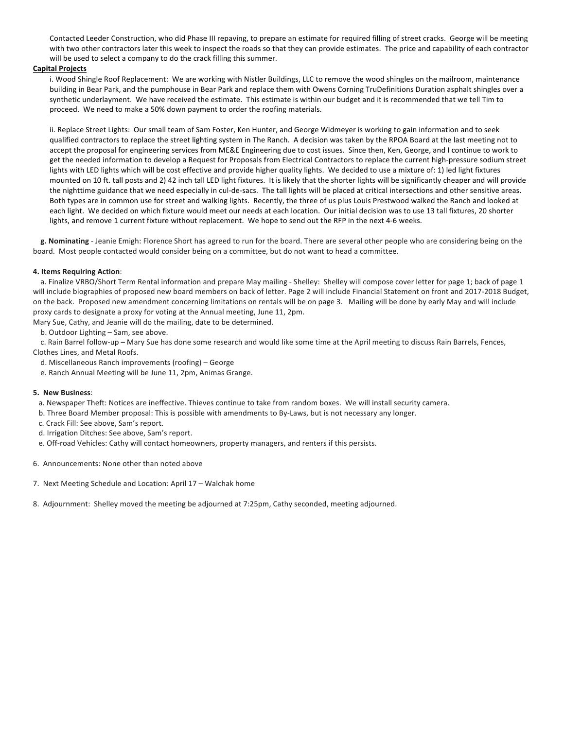Contacted Leeder Construction, who did Phase III repaving, to prepare an estimate for required filling of street cracks. George will be meeting with two other contractors later this week to inspect the roads so that they can provide estimates. The price and capability of each contractor will be used to select a company to do the crack filling this summer.

**Capital Projects**

i. Wood Shingle Roof Replacement: We are working with Nistler Buildings, LLC to remove the wood shingles on the mailroom, maintenance building in Bear Park, and the pumphouse in Bear Park and replace them with Owens Corning TruDefinitions Duration asphalt shingles over a synthetic underlayment. We have received the estimate. This estimate is within our budget and it is recommended that we tell Tim to proceed. We need to make a 50% down payment to order the roofing materials.

ii. Replace Street Lights: Our small team of Sam Foster, Ken Hunter, and George Widmeyer is working to gain information and to seek qualified contractors to replace the street lighting system in The Ranch. A decision was taken by the RPOA Board at the last meeting not to accept the proposal for engineering services from ME&E Engineering due to cost issues. Since then, Ken, George, and I continue to work to get the needed information to develop a Request for Proposals from Electrical Contractors to replace the current high-pressure sodium street lights with LED lights which will be cost effective and provide higher quality lights. We decided to use a mixture of: 1) led light fixtures mounted on 10 ft. tall posts and 2) 42 inch tall LED light fixtures. It is likely that the shorter lights will be significantly cheaper and will provide the nighttime guidance that we need especially in cul-de-sacs. The tall lights will be placed at critical intersections and other sensitive areas. Both types are in common use for street and walking lights. Recently, the three of us plus Louis Prestwood walked the Ranch and looked at each light. We decided on which fixture would meet our needs at each location. Our initial decision was to use 13 tall fixtures, 20 shorter lights, and remove 1 current fixture without replacement. We hope to send out the RFP in the next 4-6 weeks.

**g. Nominating** - Jeanie Emigh: Florence Short has agreed to run for the board. There are several other people who are considering being on the board. Most people contacted would consider being on a committee, but do not want to head a committee.

**4. Items Requiring Action**:

a. Finalize VRBO/Short Term Rental information and prepare May mailing - Shelley: Shelley will compose cover letter for page 1; back of page 1 will include biographies of proposed new board members on back of letter. Page 2 will include Financial Statement on front and 2017-2018 Budget, on the back. Proposed new amendment concerning limitations on rentals will be on page 3. Mailing will be done by early May and will include proxy cards to designate a proxy for voting at the Annual meeting, June 11, 2pm.
Mary Sue, Cathy, and Jeanie will do the mailing, date to be determined.

b. Outdoor Lighting – Sam, see above.

c. Rain Barrel follow-up – Mary Sue has done some research and would like some time at the April meeting to discuss Rain Barrels, Fences, Clothes Lines, and Metal Roofs.

d. Miscellaneous Ranch improvements (roofing) – George

e. Ranch Annual Meeting will be June 11, 2pm, Animas Grange.

**5. New Business**:

a. Newspaper Theft: Notices are ineffective. Thieves continue to take from random boxes. We will install security camera.

b. Three Board Member proposal: This is possible with amendments to By-Laws, but is not necessary any longer.

c. Crack Fill: See above, Sam's report.

d. Irrigation Ditches: See above, Sam's report.

e. Off-road Vehicles: Cathy will contact homeowners, property managers, and renters if this persists.

6. Announcements: None other than noted above

7. Next Meeting Schedule and Location: April 17 – Walchak home

8. Adjournment: Shelley moved the meeting be adjourned at 7:25pm, Cathy seconded, meeting adjourned.